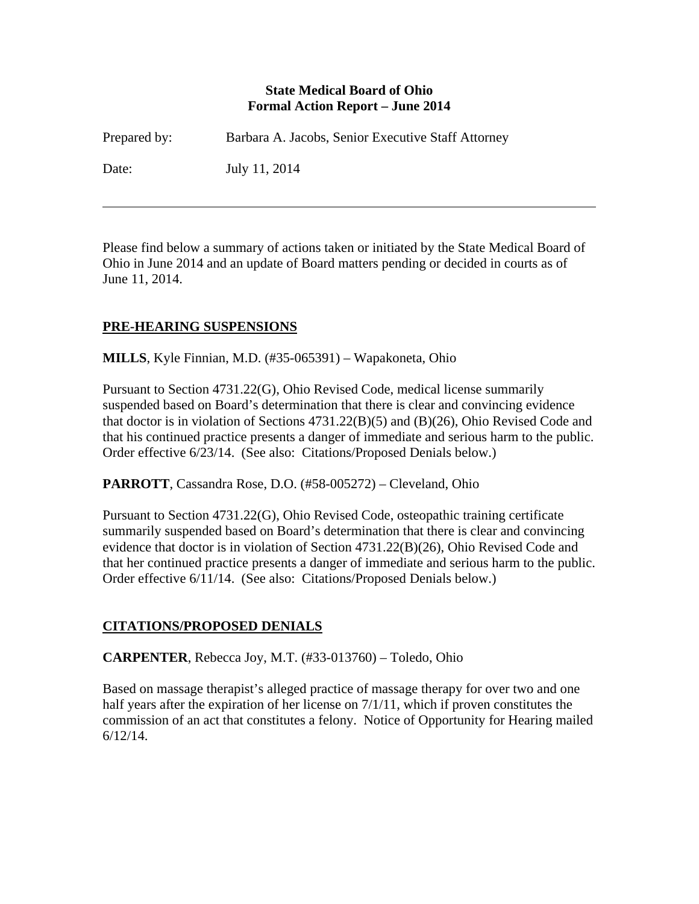**State Medical Board of Ohio**
**Formal Action Report – June 2014**

Prepared by: Barbara A. Jacobs, Senior Executive Staff Attorney

Date: July 11, 2014

---

Please find below a summary of actions taken or initiated by the State Medical Board of Ohio in June 2014 and an update of Board matters pending or decided in courts as of June 11, 2014.

## PRE-HEARING SUSPENSIONS

**MILLS**, Kyle Finnian, M.D. (#35-065391) – Wapakoneta, Ohio

Pursuant to Section 4731.22(G), Ohio Revised Code, medical license summarily suspended based on Board's determination that there is clear and convincing evidence that doctor is in violation of Sections 4731.22(B)(5) and (B)(26), Ohio Revised Code and that his continued practice presents a danger of immediate and serious harm to the public. Order effective 6/23/14. (See also: Citations/Proposed Denials below.)

**PARROTT**, Cassandra Rose, D.O. (#58-005272) – Cleveland, Ohio

Pursuant to Section 4731.22(G), Ohio Revised Code, osteopathic training certificate summarily suspended based on Board's determination that there is clear and convincing evidence that doctor is in violation of Section 4731.22(B)(26), Ohio Revised Code and that her continued practice presents a danger of immediate and serious harm to the public. Order effective 6/11/14. (See also: Citations/Proposed Denials below.)

## CITATIONS/PROPOSED DENIALS

**CARPENTER**, Rebecca Joy, M.T. (#33-013760) – Toledo, Ohio

Based on massage therapist's alleged practice of massage therapy for over two and one half years after the expiration of her license on 7/1/11, which if proven constitutes the commission of an act that constitutes a felony. Notice of Opportunity for Hearing mailed 6/12/14.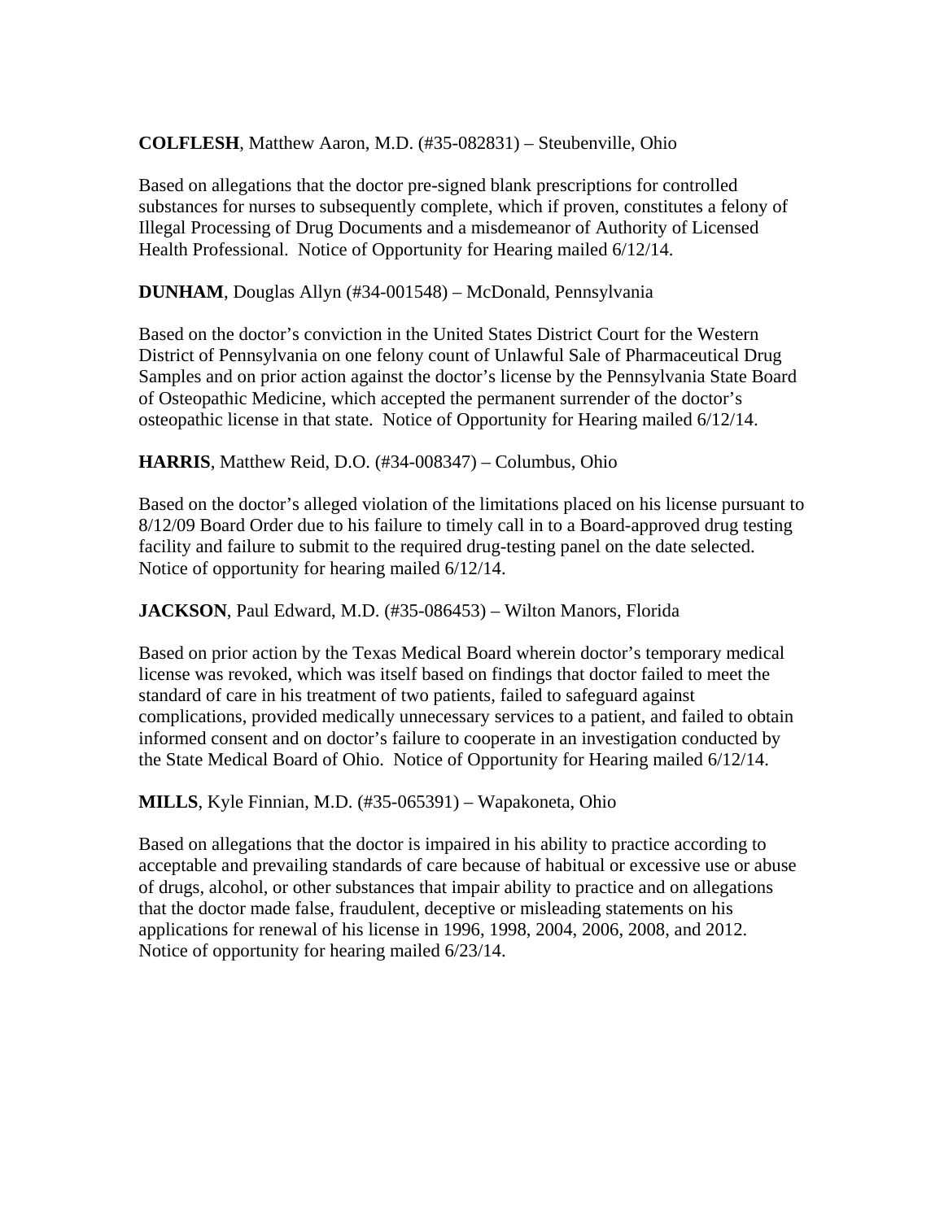**COLFLESH**, Matthew Aaron, M.D. (#35-082831) – Steubenville, Ohio

Based on allegations that the doctor pre-signed blank prescriptions for controlled substances for nurses to subsequently complete, which if proven, constitutes a felony of Illegal Processing of Drug Documents and a misdemeanor of Authority of Licensed Health Professional. Notice of Opportunity for Hearing mailed 6/12/14.

**DUNHAM**, Douglas Allyn (#34-001548) – McDonald, Pennsylvania

Based on the doctor's conviction in the United States District Court for the Western District of Pennsylvania on one felony count of Unlawful Sale of Pharmaceutical Drug Samples and on prior action against the doctor's license by the Pennsylvania State Board of Osteopathic Medicine, which accepted the permanent surrender of the doctor's osteopathic license in that state. Notice of Opportunity for Hearing mailed 6/12/14.

**HARRIS**, Matthew Reid, D.O. (#34-008347) – Columbus, Ohio

Based on the doctor's alleged violation of the limitations placed on his license pursuant to 8/12/09 Board Order due to his failure to timely call in to a Board-approved drug testing facility and failure to submit to the required drug-testing panel on the date selected. Notice of opportunity for hearing mailed 6/12/14.

**JACKSON**, Paul Edward, M.D. (#35-086453) – Wilton Manors, Florida

Based on prior action by the Texas Medical Board wherein doctor's temporary medical license was revoked, which was itself based on findings that doctor failed to meet the standard of care in his treatment of two patients, failed to safeguard against complications, provided medically unnecessary services to a patient, and failed to obtain informed consent and on doctor's failure to cooperate in an investigation conducted by the State Medical Board of Ohio. Notice of Opportunity for Hearing mailed 6/12/14.

**MILLS**, Kyle Finnian, M.D. (#35-065391) – Wapakoneta, Ohio

Based on allegations that the doctor is impaired in his ability to practice according to acceptable and prevailing standards of care because of habitual or excessive use or abuse of drugs, alcohol, or other substances that impair ability to practice and on allegations that the doctor made false, fraudulent, deceptive or misleading statements on his applications for renewal of his license in 1996, 1998, 2004, 2006, 2008, and 2012. Notice of opportunity for hearing mailed 6/23/14.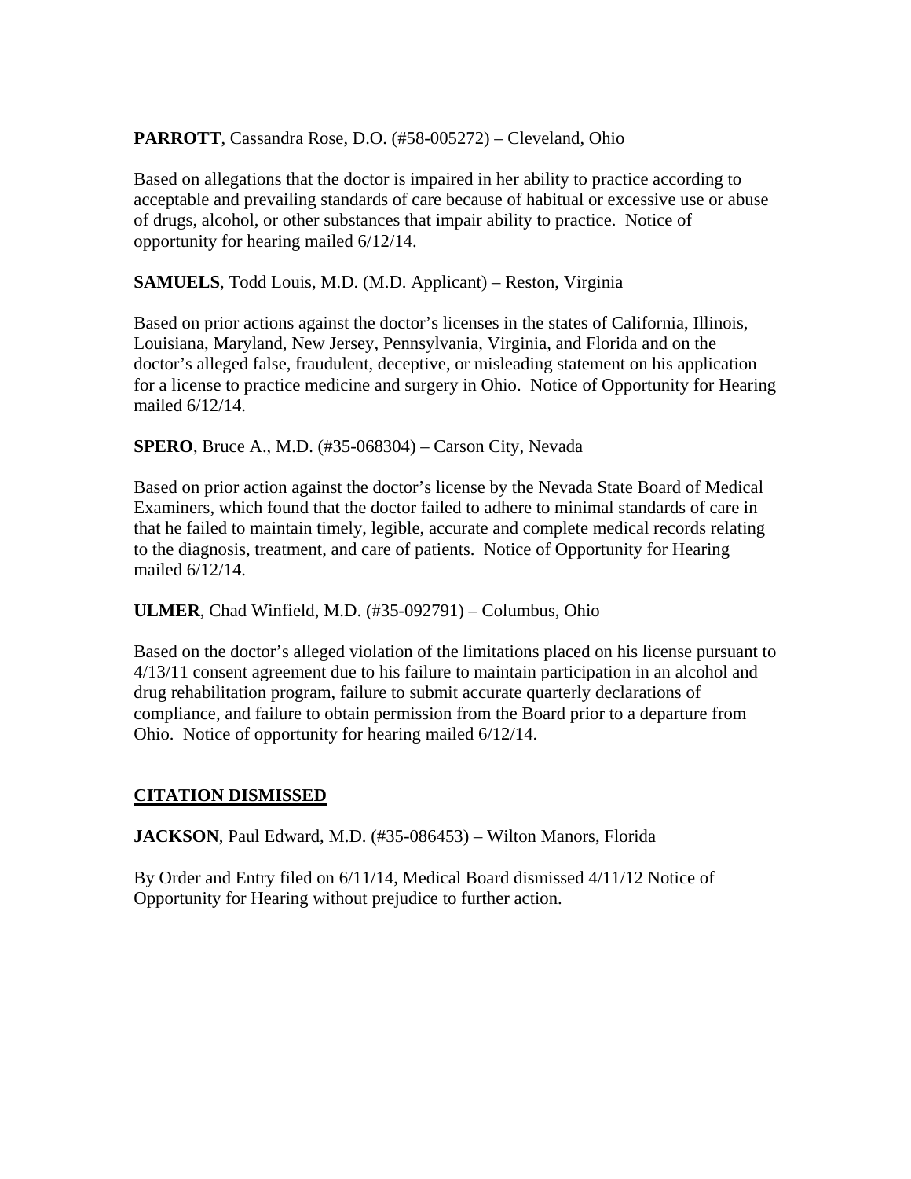**PARROTT**, Cassandra Rose, D.O. (#58-005272) – Cleveland, Ohio

Based on allegations that the doctor is impaired in her ability to practice according to acceptable and prevailing standards of care because of habitual or excessive use or abuse of drugs, alcohol, or other substances that impair ability to practice. Notice of opportunity for hearing mailed 6/12/14.

**SAMUELS**, Todd Louis, M.D. (M.D. Applicant) – Reston, Virginia

Based on prior actions against the doctor's licenses in the states of California, Illinois, Louisiana, Maryland, New Jersey, Pennsylvania, Virginia, and Florida and on the doctor's alleged false, fraudulent, deceptive, or misleading statement on his application for a license to practice medicine and surgery in Ohio. Notice of Opportunity for Hearing mailed 6/12/14.

**SPERO**, Bruce A., M.D. (#35-068304) – Carson City, Nevada

Based on prior action against the doctor's license by the Nevada State Board of Medical Examiners, which found that the doctor failed to adhere to minimal standards of care in that he failed to maintain timely, legible, accurate and complete medical records relating to the diagnosis, treatment, and care of patients. Notice of Opportunity for Hearing mailed 6/12/14.

**ULMER**, Chad Winfield, M.D. (#35-092791) – Columbus, Ohio

Based on the doctor's alleged violation of the limitations placed on his license pursuant to 4/13/11 consent agreement due to his failure to maintain participation in an alcohol and drug rehabilitation program, failure to submit accurate quarterly declarations of compliance, and failure to obtain permission from the Board prior to a departure from Ohio. Notice of opportunity for hearing mailed 6/12/14.

**CITATION DISMISSED**

**JACKSON**, Paul Edward, M.D. (#35-086453) – Wilton Manors, Florida

By Order and Entry filed on 6/11/14, Medical Board dismissed 4/11/12 Notice of Opportunity for Hearing without prejudice to further action.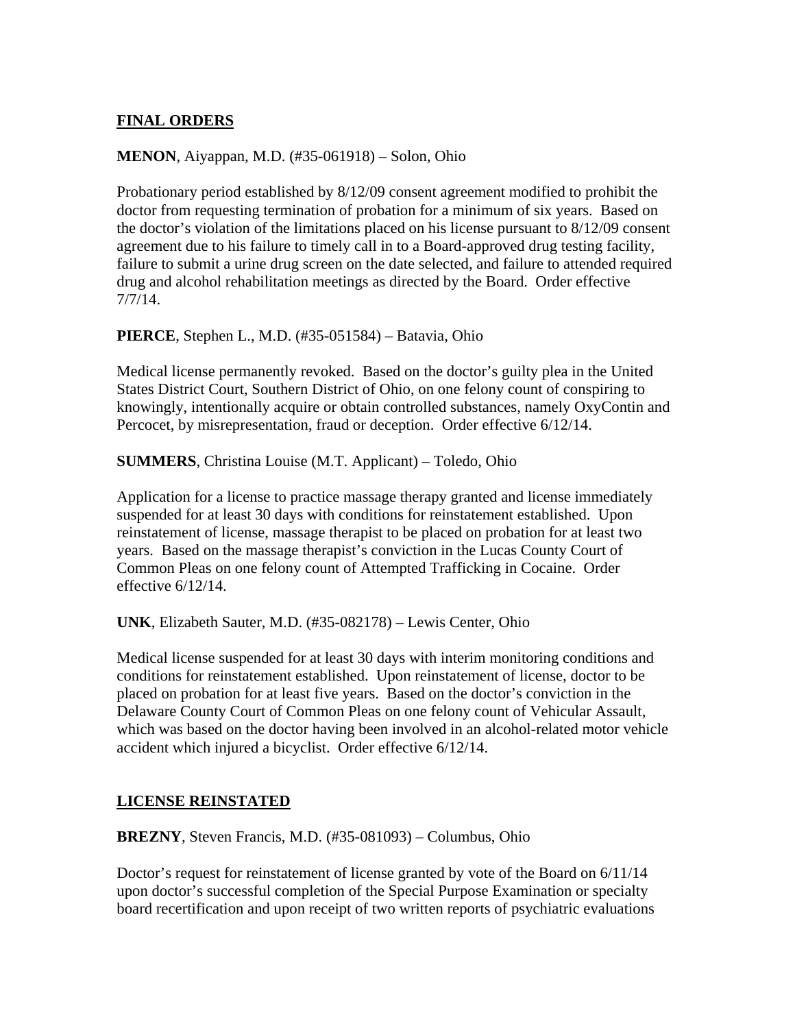## FINAL ORDERS

**MENON**, Aiyappan, M.D. (#35-061918) – Solon, Ohio

Probationary period established by 8/12/09 consent agreement modified to prohibit the doctor from requesting termination of probation for a minimum of six years. Based on the doctor's violation of the limitations placed on his license pursuant to 8/12/09 consent agreement due to his failure to timely call in to a Board-approved drug testing facility, failure to submit a urine drug screen on the date selected, and failure to attended required drug and alcohol rehabilitation meetings as directed by the Board. Order effective 7/7/14.

**PIERCE**, Stephen L., M.D. (#35-051584) – Batavia, Ohio

Medical license permanently revoked. Based on the doctor's guilty plea in the United States District Court, Southern District of Ohio, on one felony count of conspiring to knowingly, intentionally acquire or obtain controlled substances, namely OxyContin and Percocet, by misrepresentation, fraud or deception. Order effective 6/12/14.

**SUMMERS**, Christina Louise (M.T. Applicant) – Toledo, Ohio

Application for a license to practice massage therapy granted and license immediately suspended for at least 30 days with conditions for reinstatement established. Upon reinstatement of license, massage therapist to be placed on probation for at least two years. Based on the massage therapist's conviction in the Lucas County Court of Common Pleas on one felony count of Attempted Trafficking in Cocaine. Order effective 6/12/14.

**UNK**, Elizabeth Sauter, M.D. (#35-082178) – Lewis Center, Ohio

Medical license suspended for at least 30 days with interim monitoring conditions and conditions for reinstatement established. Upon reinstatement of license, doctor to be placed on probation for at least five years. Based on the doctor's conviction in the Delaware County Court of Common Pleas on one felony count of Vehicular Assault, which was based on the doctor having been involved in an alcohol-related motor vehicle accident which injured a bicyclist. Order effective 6/12/14.

## LICENSE REINSTATED

**BREZNY**, Steven Francis, M.D. (#35-081093) – Columbus, Ohio

Doctor's request for reinstatement of license granted by vote of the Board on 6/11/14 upon doctor's successful completion of the Special Purpose Examination or specialty board recertification and upon receipt of two written reports of psychiatric evaluations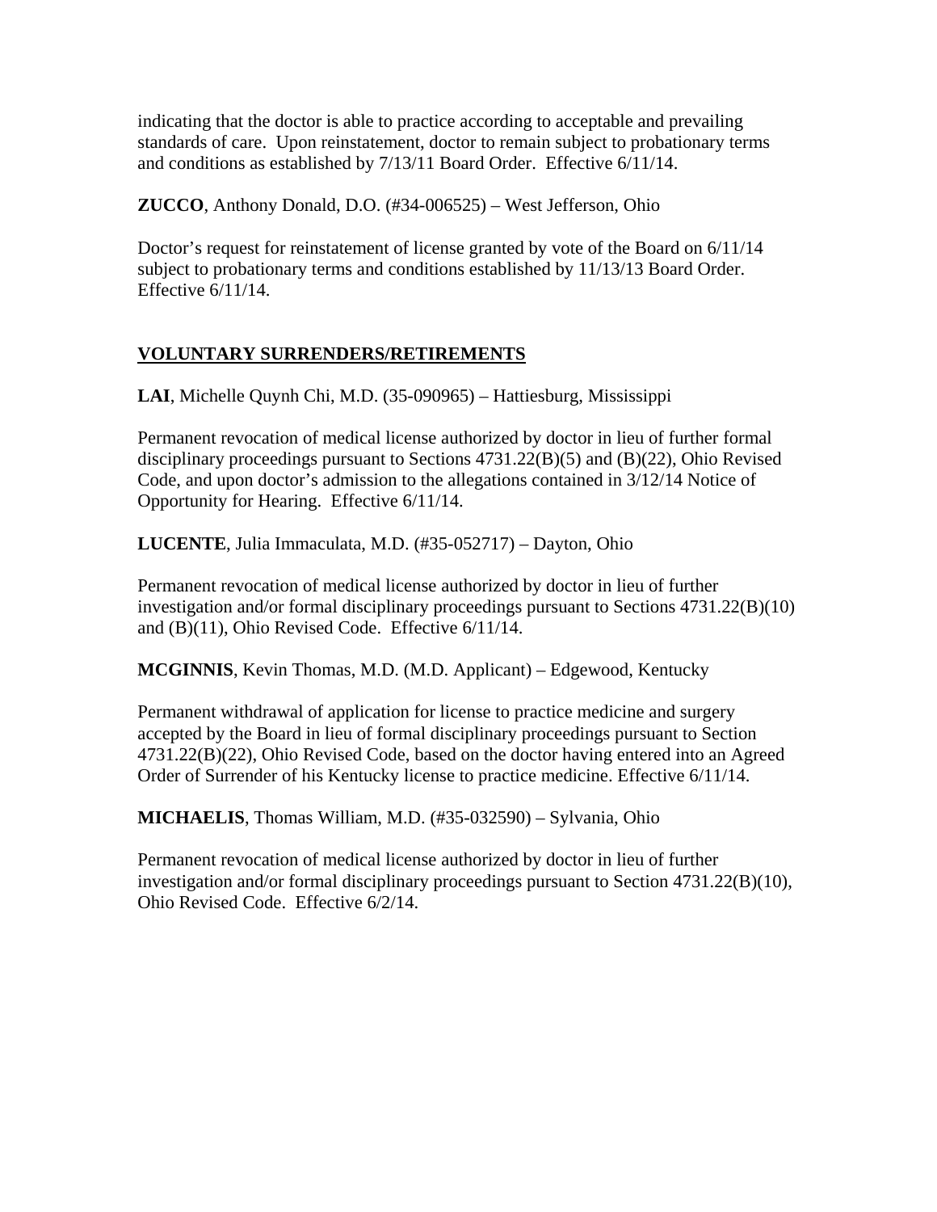indicating that the doctor is able to practice according to acceptable and prevailing standards of care. Upon reinstatement, doctor to remain subject to probationary terms and conditions as established by 7/13/11 Board Order. Effective 6/11/14.

**ZUCCO**, Anthony Donald, D.O. (#34-006525) – West Jefferson, Ohio

Doctor's request for reinstatement of license granted by vote of the Board on 6/11/14 subject to probationary terms and conditions established by 11/13/13 Board Order. Effective 6/11/14.

## VOLUNTARY SURRENDERS/RETIREMENTS

**LAI**, Michelle Quynh Chi, M.D. (35-090965) – Hattiesburg, Mississippi

Permanent revocation of medical license authorized by doctor in lieu of further formal disciplinary proceedings pursuant to Sections 4731.22(B)(5) and (B)(22), Ohio Revised Code, and upon doctor's admission to the allegations contained in 3/12/14 Notice of Opportunity for Hearing. Effective 6/11/14.

**LUCENTE**, Julia Immaculata, M.D. (#35-052717) – Dayton, Ohio

Permanent revocation of medical license authorized by doctor in lieu of further investigation and/or formal disciplinary proceedings pursuant to Sections 4731.22(B)(10) and (B)(11), Ohio Revised Code. Effective 6/11/14.

**MCGINNIS**, Kevin Thomas, M.D. (M.D. Applicant) – Edgewood, Kentucky

Permanent withdrawal of application for license to practice medicine and surgery accepted by the Board in lieu of formal disciplinary proceedings pursuant to Section 4731.22(B)(22), Ohio Revised Code, based on the doctor having entered into an Agreed Order of Surrender of his Kentucky license to practice medicine. Effective 6/11/14.

**MICHAELIS**, Thomas William, M.D. (#35-032590) – Sylvania, Ohio

Permanent revocation of medical license authorized by doctor in lieu of further investigation and/or formal disciplinary proceedings pursuant to Section 4731.22(B)(10), Ohio Revised Code. Effective 6/2/14.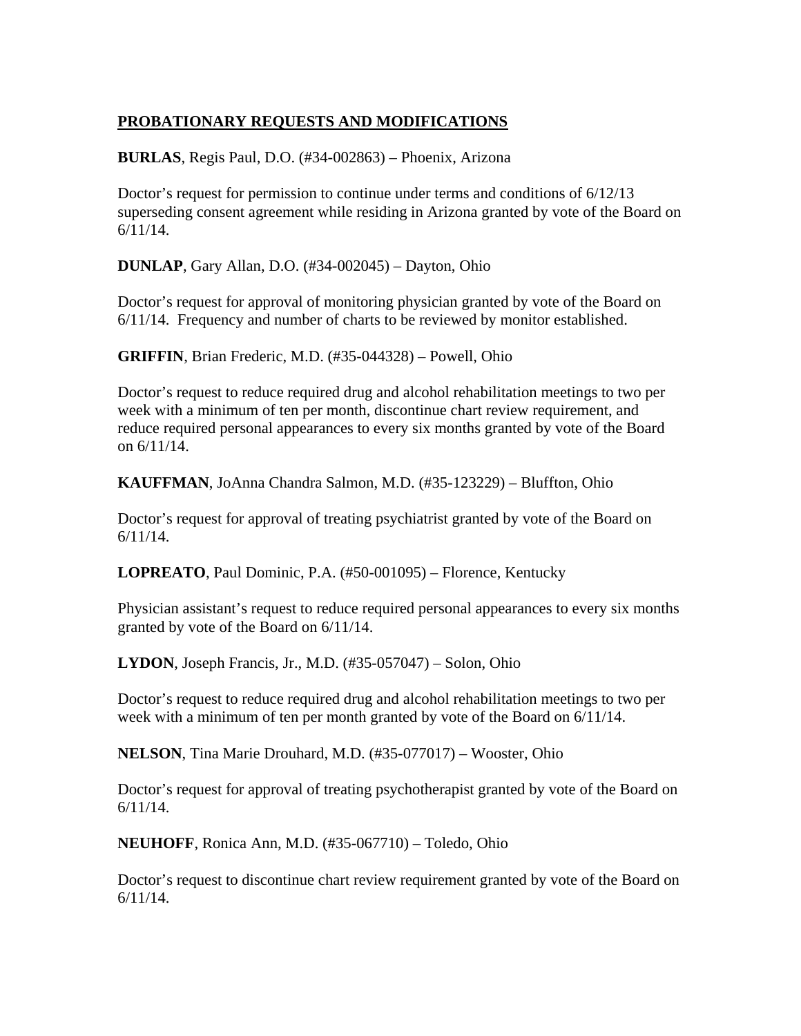**PROBATIONARY REQUESTS AND MODIFICATIONS**

**BURLAS**, Regis Paul, D.O. (#34-002863) – Phoenix, Arizona

Doctor's request for permission to continue under terms and conditions of 6/12/13 superseding consent agreement while residing in Arizona granted by vote of the Board on 6/11/14.

**DUNLAP**, Gary Allan, D.O. (#34-002045) – Dayton, Ohio

Doctor's request for approval of monitoring physician granted by vote of the Board on 6/11/14. Frequency and number of charts to be reviewed by monitor established.

**GRIFFIN**, Brian Frederic, M.D. (#35-044328) – Powell, Ohio

Doctor's request to reduce required drug and alcohol rehabilitation meetings to two per week with a minimum of ten per month, discontinue chart review requirement, and reduce required personal appearances to every six months granted by vote of the Board on 6/11/14.

**KAUFFMAN**, JoAnna Chandra Salmon, M.D. (#35-123229) – Bluffton, Ohio

Doctor's request for approval of treating psychiatrist granted by vote of the Board on 6/11/14.

**LOPREATO**, Paul Dominic, P.A. (#50-001095) – Florence, Kentucky

Physician assistant's request to reduce required personal appearances to every six months granted by vote of the Board on 6/11/14.

**LYDON**, Joseph Francis, Jr., M.D. (#35-057047) – Solon, Ohio

Doctor's request to reduce required drug and alcohol rehabilitation meetings to two per week with a minimum of ten per month granted by vote of the Board on 6/11/14.

**NELSON**, Tina Marie Drouhard, M.D. (#35-077017) – Wooster, Ohio

Doctor's request for approval of treating psychotherapist granted by vote of the Board on 6/11/14.

**NEUHOFF**, Ronica Ann, M.D. (#35-067710) – Toledo, Ohio

Doctor's request to discontinue chart review requirement granted by vote of the Board on 6/11/14.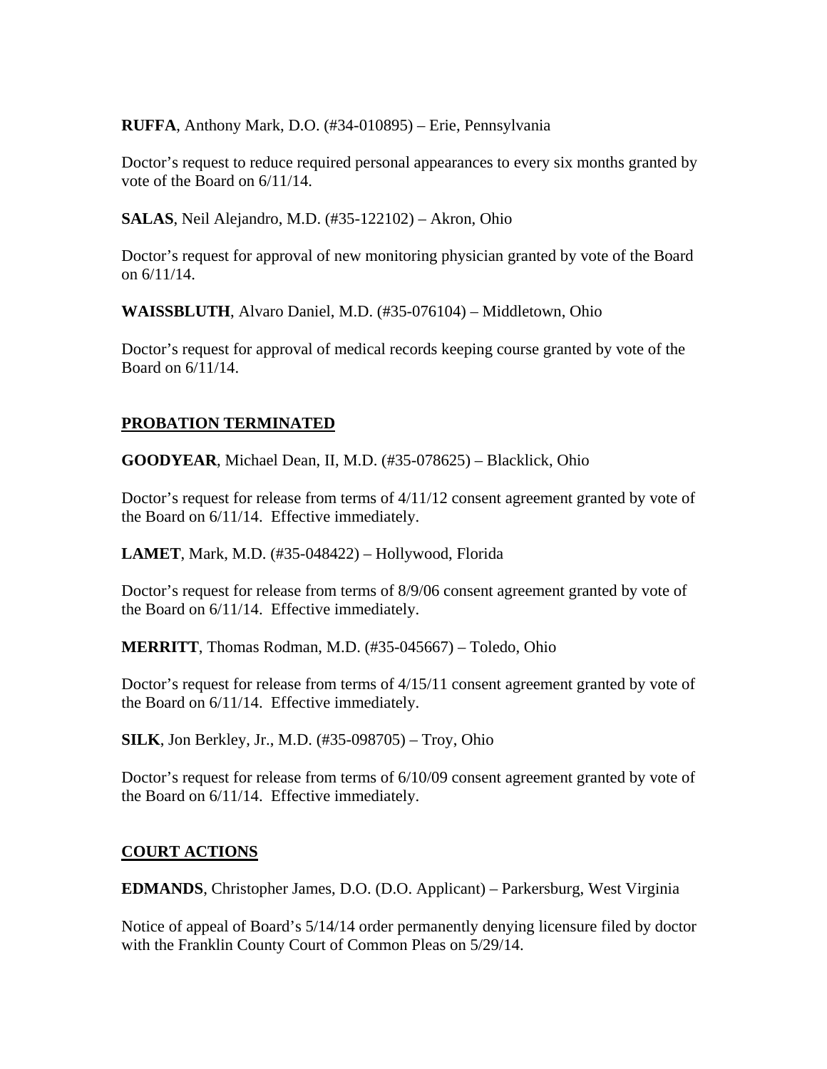**RUFFA**, Anthony Mark, D.O. (#34-010895) – Erie, Pennsylvania

Doctor's request to reduce required personal appearances to every six months granted by vote of the Board on 6/11/14.

**SALAS**, Neil Alejandro, M.D. (#35-122102) – Akron, Ohio

Doctor's request for approval of new monitoring physician granted by vote of the Board on 6/11/14.

**WAISSBLUTH**, Alvaro Daniel, M.D. (#35-076104) – Middletown, Ohio

Doctor's request for approval of medical records keeping course granted by vote of the Board on 6/11/14.

## PROBATION TERMINATED

**GOODYEAR**, Michael Dean, II, M.D. (#35-078625) – Blacklick, Ohio

Doctor's request for release from terms of 4/11/12 consent agreement granted by vote of the Board on 6/11/14. Effective immediately.

**LAMET**, Mark, M.D. (#35-048422) – Hollywood, Florida

Doctor's request for release from terms of 8/9/06 consent agreement granted by vote of the Board on 6/11/14. Effective immediately.

**MERRITT**, Thomas Rodman, M.D. (#35-045667) – Toledo, Ohio

Doctor's request for release from terms of 4/15/11 consent agreement granted by vote of the Board on 6/11/14. Effective immediately.

**SILK**, Jon Berkley, Jr., M.D. (#35-098705) – Troy, Ohio

Doctor's request for release from terms of 6/10/09 consent agreement granted by vote of the Board on 6/11/14. Effective immediately.

## COURT ACTIONS

**EDMANDS**, Christopher James, D.O. (D.O. Applicant) – Parkersburg, West Virginia

Notice of appeal of Board's 5/14/14 order permanently denying licensure filed by doctor with the Franklin County Court of Common Pleas on 5/29/14.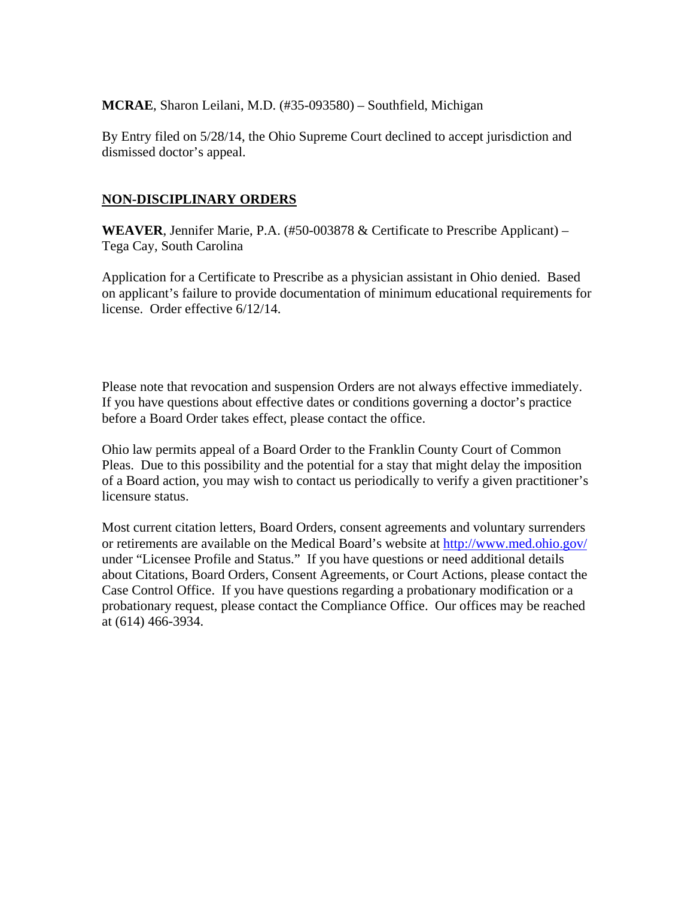**MCRAE**, Sharon Leilani, M.D. (#35-093580) – Southfield, Michigan

By Entry filed on 5/28/14, the Ohio Supreme Court declined to accept jurisdiction and dismissed doctor's appeal.

## NON-DISCIPLINARY ORDERS

**WEAVER**, Jennifer Marie, P.A. (#50-003878 & Certificate to Prescribe Applicant) – Tega Cay, South Carolina

Application for a Certificate to Prescribe as a physician assistant in Ohio denied. Based on applicant's failure to provide documentation of minimum educational requirements for license. Order effective 6/12/14.

Please note that revocation and suspension Orders are not always effective immediately. If you have questions about effective dates or conditions governing a doctor's practice before a Board Order takes effect, please contact the office.

Ohio law permits appeal of a Board Order to the Franklin County Court of Common Pleas. Due to this possibility and the potential for a stay that might delay the imposition of a Board action, you may wish to contact us periodically to verify a given practitioner's licensure status.

Most current citation letters, Board Orders, consent agreements and voluntary surrenders or retirements are available on the Medical Board's website at http://www.med.ohio.gov/ under "Licensee Profile and Status." If you have questions or need additional details about Citations, Board Orders, Consent Agreements, or Court Actions, please contact the Case Control Office. If you have questions regarding a probationary modification or a probationary request, please contact the Compliance Office. Our offices may be reached at (614) 466-3934.